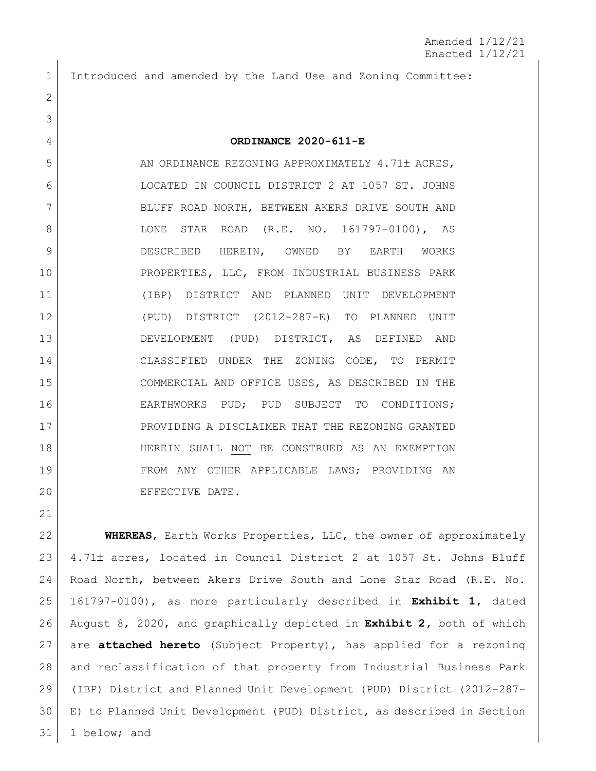Amended 1/12/21
Enacted 1/12/21

Introduced and amended by the Land Use and Zoning Committee:

**ORDINANCE 2020-611-E**

AN ORDINANCE REZONING APPROXIMATELY 4.71± ACRES, LOCATED IN COUNCIL DISTRICT 2 AT 1057 ST. JOHNS BLUFF ROAD NORTH, BETWEEN AKERS DRIVE SOUTH AND LONE STAR ROAD (R.E. NO. 161797-0100), AS DESCRIBED HEREIN, OWNED BY EARTH WORKS PROPERTIES, LLC, FROM INDUSTRIAL BUSINESS PARK (IBP) DISTRICT AND PLANNED UNIT DEVELOPMENT (PUD) DISTRICT (2012-287-E) TO PLANNED UNIT DEVELOPMENT (PUD) DISTRICT, AS DEFINED AND CLASSIFIED UNDER THE ZONING CODE, TO PERMIT COMMERCIAL AND OFFICE USES, AS DESCRIBED IN THE EARTHWORKS PUD; PUD SUBJECT TO CONDITIONS; PROVIDING A DISCLAIMER THAT THE REZONING GRANTED HEREIN SHALL <u>NOT</u> BE CONSTRUED AS AN EXEMPTION FROM ANY OTHER APPLICABLE LAWS; PROVIDING AN EFFECTIVE DATE.

**WHEREAS**, Earth Works Properties, LLC, the owner of approximately 4.71± acres, located in Council District 2 at 1057 St. Johns Bluff Road North, between Akers Drive South and Lone Star Road (R.E. No. 161797-0100), as more particularly described in **Exhibit 1**, dated August 8, 2020, and graphically depicted in **Exhibit 2**, both of which are **attached hereto** (Subject Property), has applied for a rezoning and reclassification of that property from Industrial Business Park (IBP) District and Planned Unit Development (PUD) District (2012-287-E) to Planned Unit Development (PUD) District, as described in Section 1 below; and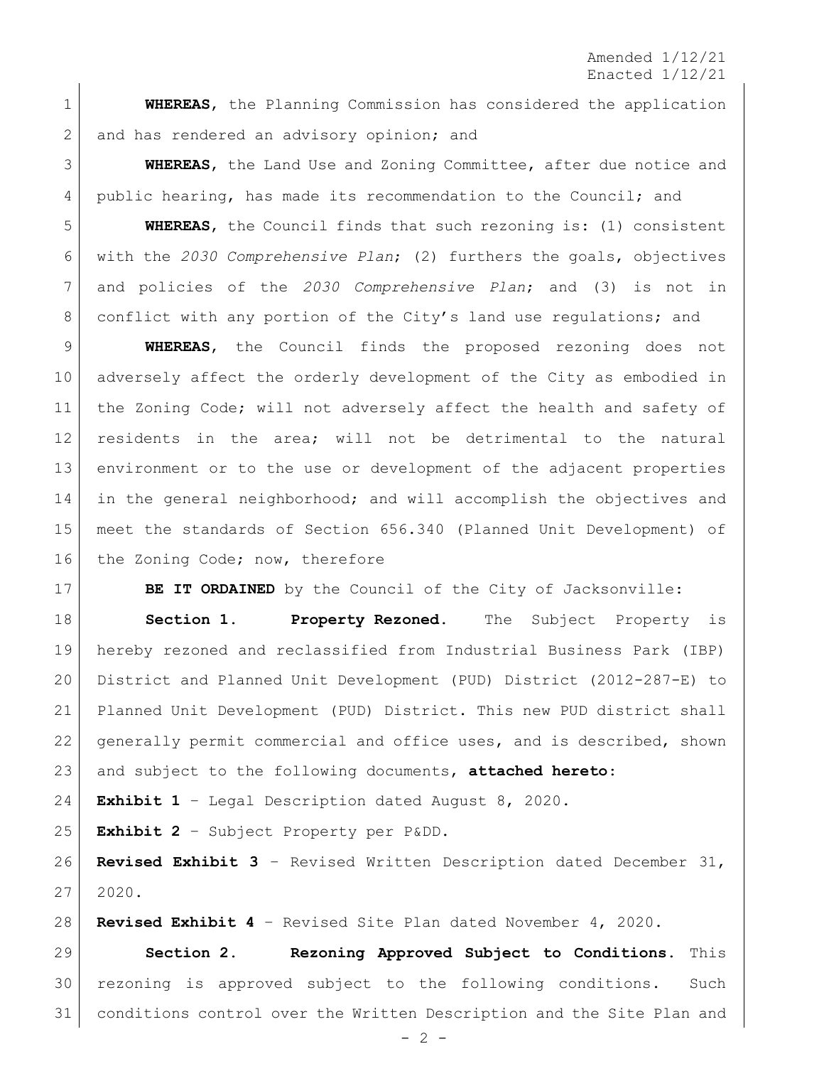Amended 1/12/21
Enacted 1/12/21

**WHEREAS**, the Planning Commission has considered the application and has rendered an advisory opinion; and

**WHEREAS**, the Land Use and Zoning Committee, after due notice and public hearing, has made its recommendation to the Council; and

**WHEREAS**, the Council finds that such rezoning is: (1) consistent with the *2030 Comprehensive Plan*; (2) furthers the goals, objectives and policies of the *2030 Comprehensive Plan*; and (3) is not in conflict with any portion of the City's land use regulations; and

**WHEREAS**, the Council finds the proposed rezoning does not adversely affect the orderly development of the City as embodied in the Zoning Code; will not adversely affect the health and safety of residents in the area; will not be detrimental to the natural environment or to the use or development of the adjacent properties in the general neighborhood; and will accomplish the objectives and meet the standards of Section 656.340 (Planned Unit Development) of the Zoning Code; now, therefore

**BE IT ORDAINED** by the Council of the City of Jacksonville:

**Section 1. Property Rezoned.** The Subject Property is hereby rezoned and reclassified from Industrial Business Park (IBP) District and Planned Unit Development (PUD) District (2012-287-E) to Planned Unit Development (PUD) District. This new PUD district shall generally permit commercial and office uses, and is described, shown and subject to the following documents, **attached hereto:**

**Exhibit 1** – Legal Description dated August 8, 2020.

**Exhibit 2** – Subject Property per P&DD.

**Revised Exhibit 3** – Revised Written Description dated December 31, 2020.

**Revised Exhibit 4** – Revised Site Plan dated November 4, 2020.

**Section 2. Rezoning Approved Subject to Conditions.** This rezoning is approved subject to the following conditions. Such conditions control over the Written Description and the Site Plan and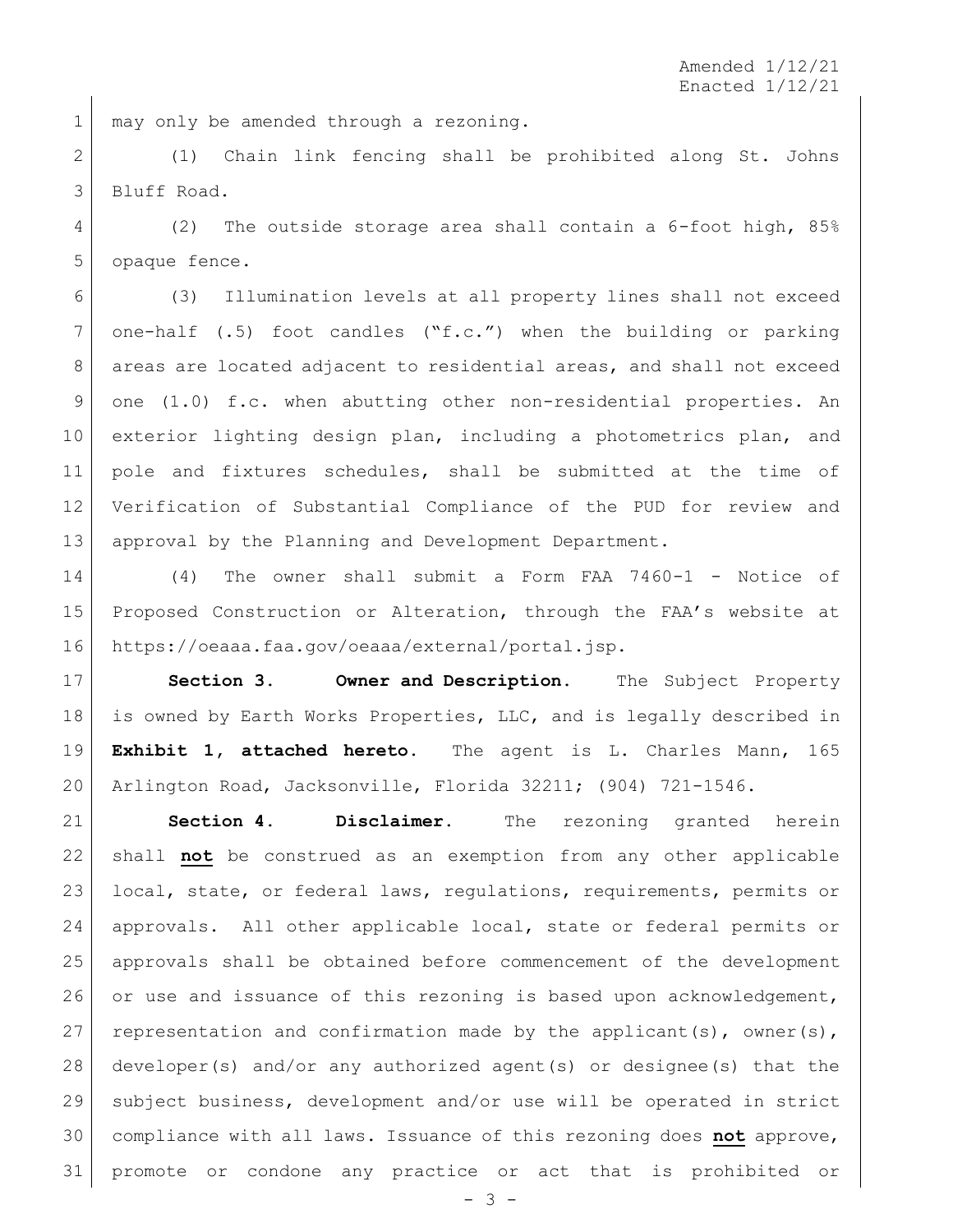may only be amended through a rezoning.

(1) Chain link fencing shall be prohibited along St. Johns Bluff Road.

(2) The outside storage area shall contain a 6-foot high, 85% opaque fence.

(3) Illumination levels at all property lines shall not exceed one-half (.5) foot candles ("f.c.") when the building or parking areas are located adjacent to residential areas, and shall not exceed one (1.0) f.c. when abutting other non-residential properties. An exterior lighting design plan, including a photometrics plan, and pole and fixtures schedules, shall be submitted at the time of Verification of Substantial Compliance of the PUD for review and approval by the Planning and Development Department.

(4) The owner shall submit a Form FAA 7460-1 - Notice of Proposed Construction or Alteration, through the FAA's website at https://oeaaa.faa.gov/oeaaa/external/portal.jsp.

**Section 3. Owner and Description.** The Subject Property is owned by Earth Works Properties, LLC, and is legally described in **Exhibit 1, attached hereto**. The agent is L. Charles Mann, 165 Arlington Road, Jacksonville, Florida 32211; (904) 721-1546.

**Section 4. Disclaimer.** The rezoning granted herein shall **not** be construed as an exemption from any other applicable local, state, or federal laws, regulations, requirements, permits or approvals. All other applicable local, state or federal permits or approvals shall be obtained before commencement of the development or use and issuance of this rezoning is based upon acknowledgement, representation and confirmation made by the applicant(s), owner(s), developer(s) and/or any authorized agent(s) or designee(s) that the subject business, development and/or use will be operated in strict compliance with all laws. Issuance of this rezoning does **not** approve, promote or condone any practice or act that is prohibited or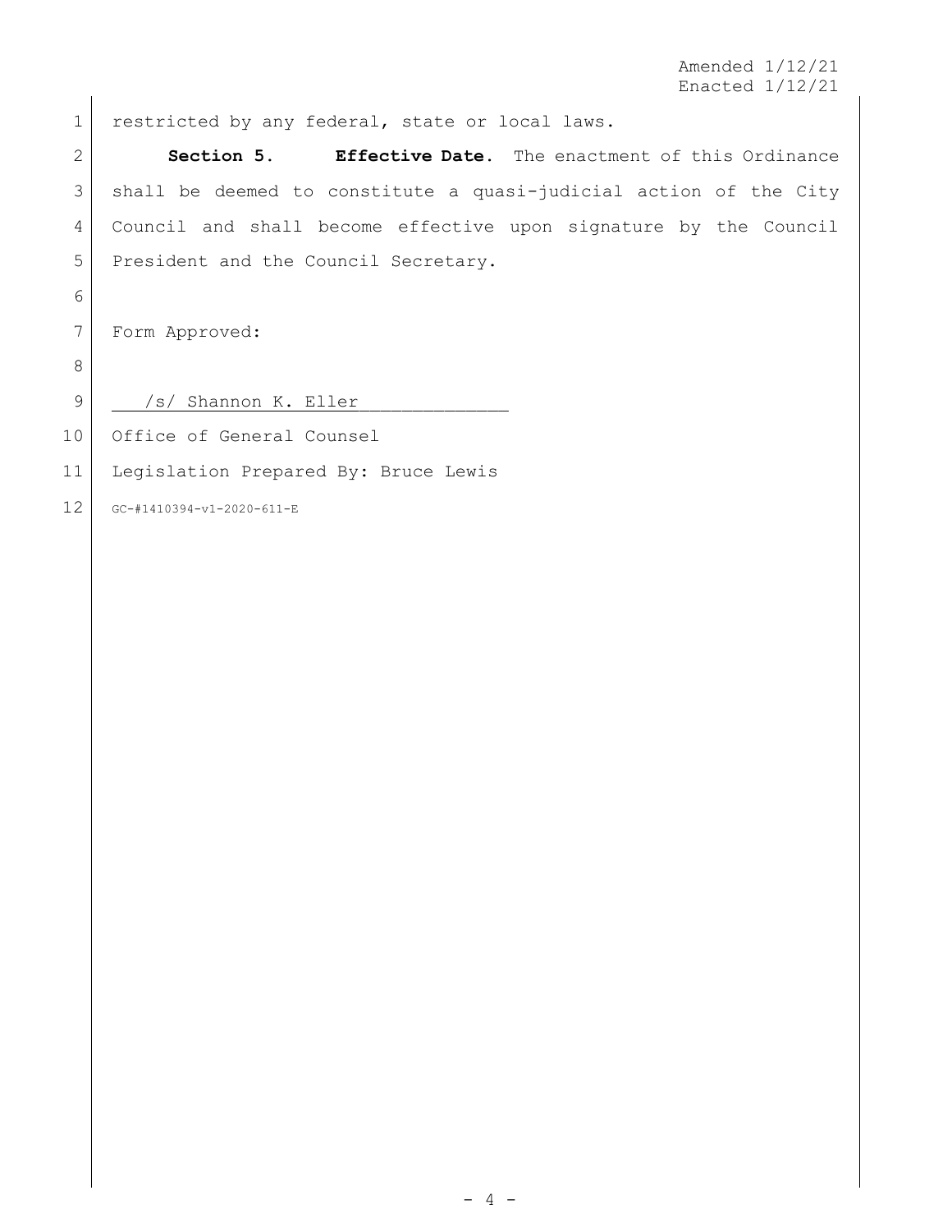Amended 1/12/21
Enacted 1/12/21

restricted by any federal, state or local laws.

**Section 5. Effective Date.** The enactment of this Ordinance shall be deemed to constitute a quasi-judicial action of the City Council and shall become effective upon signature by the Council President and the Council Secretary.

Form Approved:

/s/ Shannon K. Eller

Office of General Counsel

Legislation Prepared By: Bruce Lewis

GC-#1410394-v1-2020-611-E